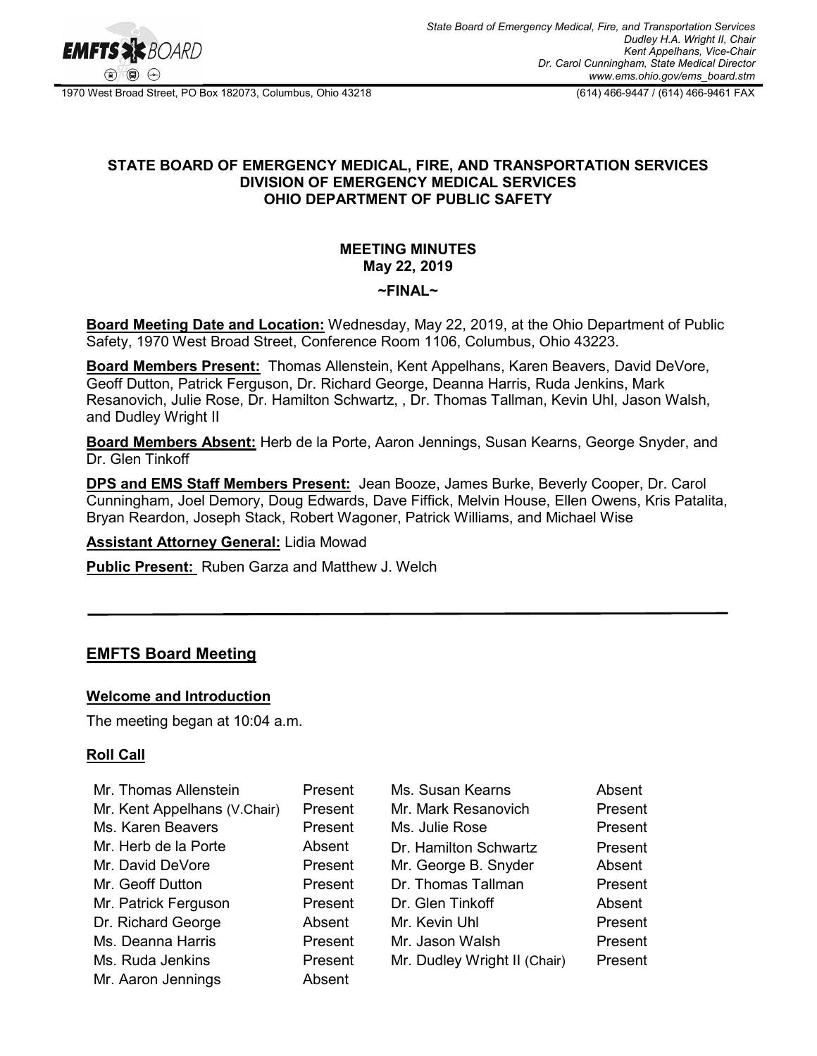State Board of Emergency Medical, Fire, and Transportation Services
Dudley H.A. Wright II, Chair
Kent Appelhans, Vice-Chair
Dr. Carol Cunningham, State Medical Director
www.ems.ohio.gov/ems_board.stm

1970 West Broad Street, PO Box 182073, Columbus, Ohio 43218 (614) 466-9447 / (614) 466-9461 FAX

**STATE BOARD OF EMERGENCY MEDICAL, FIRE, AND TRANSPORTATION SERVICES**
**DIVISION OF EMERGENCY MEDICAL SERVICES**
**OHIO DEPARTMENT OF PUBLIC SAFETY**

**MEETING MINUTES**
**May 22, 2019**

**~FINAL~**

**Board Meeting Date and Location:** Wednesday, May 22, 2019, at the Ohio Department of Public Safety, 1970 West Broad Street, Conference Room 1106, Columbus, Ohio 43223.

**Board Members Present:** Thomas Allenstein, Kent Appelhans, Karen Beavers, David DeVore, Geoff Dutton, Patrick Ferguson, Dr. Richard George, Deanna Harris, Ruda Jenkins, Mark Resanovich, Julie Rose, Dr. Hamilton Schwartz, , Dr. Thomas Tallman, Kevin Uhl, Jason Walsh, and Dudley Wright II

**Board Members Absent:** Herb de la Porte, Aaron Jennings, Susan Kearns, George Snyder, and Dr. Glen Tinkoff

**DPS and EMS Staff Members Present:** Jean Booze, James Burke, Beverly Cooper, Dr. Carol Cunningham, Joel Demory, Doug Edwards, Dave Fiffick, Melvin House, Ellen Owens, Kris Patalita, Bryan Reardon, Joseph Stack, Robert Wagoner, Patrick Williams, and Michael Wise

**Assistant Attorney General:** Lidia Mowad

**Public Present:** Ruben Garza and Matthew J. Welch

---

## EMFTS Board Meeting

### Welcome and Introduction

The meeting began at 10:04 a.m.

### Roll Call

| | | | |
|---|---|---|---|
| Mr. Thomas Allenstein | Present | Ms. Susan Kearns | Absent |
| Mr. Kent Appelhans (V.Chair) | Present | Mr. Mark Resanovich | Present |
| Ms. Karen Beavers | Present | Ms. Julie Rose | Present |
| Mr. Herb de la Porte | Absent | Dr. Hamilton Schwartz | Present |
| Mr. David DeVore | Present | Mr. George B. Snyder | Absent |
| Mr. Geoff Dutton | Present | Dr. Thomas Tallman | Present |
| Mr. Patrick Ferguson | Present | Dr. Glen Tinkoff | Absent |
| Dr. Richard George | Absent | Mr. Kevin Uhl | Present |
| Ms. Deanna Harris | Present | Mr. Jason Walsh | Present |
| Ms. Ruda Jenkins | Present | Mr. Dudley Wright II (Chair) | Present |
| Mr. Aaron Jennings | Absent | | |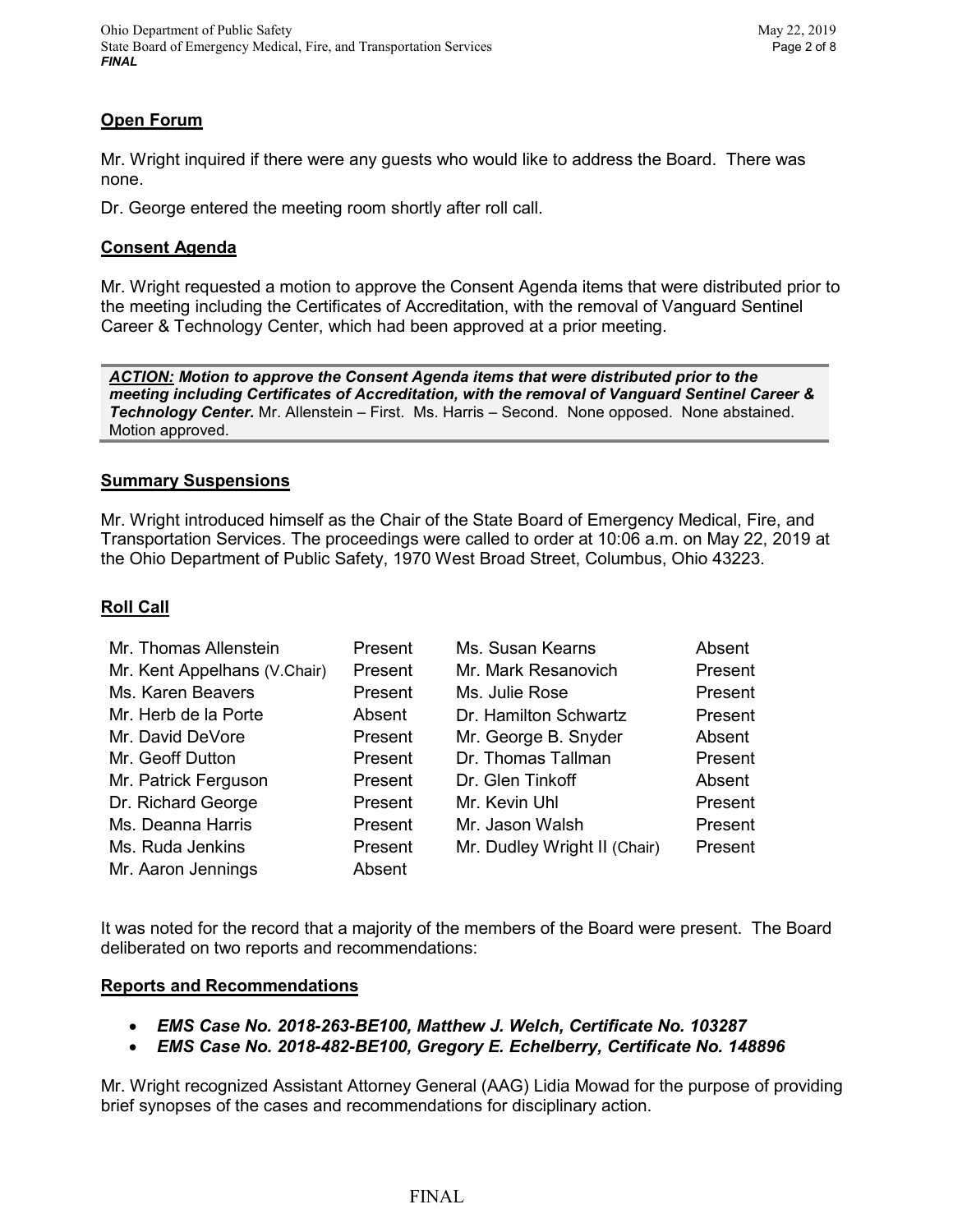## Open Forum

Mr. Wright inquired if there were any guests who would like to address the Board. There was none.

Dr. George entered the meeting room shortly after roll call.

## Consent Agenda

Mr. Wright requested a motion to approve the Consent Agenda items that were distributed prior to the meeting including the Certificates of Accreditation, with the removal of Vanguard Sentinel Career & Technology Center, which had been approved at a prior meeting.

> ***ACTION:* Motion to approve the Consent Agenda items that were distributed prior to the meeting including Certificates of Accreditation, with the removal of Vanguard Sentinel Career & Technology Center.** Mr. Allenstein – First. Ms. Harris – Second. None opposed. None abstained. Motion approved.

## Summary Suspensions

Mr. Wright introduced himself as the Chair of the State Board of Emergency Medical, Fire, and Transportation Services. The proceedings were called to order at 10:06 a.m. on May 22, 2019 at the Ohio Department of Public Safety, 1970 West Broad Street, Columbus, Ohio 43223.

## Roll Call

| | | | |
|---|---|---|---|
| Mr. Thomas Allenstein | Present | Ms. Susan Kearns | Absent |
| Mr. Kent Appelhans (V.Chair) | Present | Mr. Mark Resanovich | Present |
| Ms. Karen Beavers | Present | Ms. Julie Rose | Present |
| Mr. Herb de la Porte | Absent | Dr. Hamilton Schwartz | Present |
| Mr. David DeVore | Present | Mr. George B. Snyder | Absent |
| Mr. Geoff Dutton | Present | Dr. Thomas Tallman | Present |
| Mr. Patrick Ferguson | Present | Dr. Glen Tinkoff | Absent |
| Dr. Richard George | Present | Mr. Kevin Uhl | Present |
| Ms. Deanna Harris | Present | Mr. Jason Walsh | Present |
| Ms. Ruda Jenkins | Present | Mr. Dudley Wright II (Chair) | Present |
| Mr. Aaron Jennings | Absent | | |

It was noted for the record that a majority of the members of the Board were present. The Board deliberated on two reports and recommendations:

## Reports and Recommendations

- ***EMS Case No. 2018-263-BE100, Matthew J. Welch, Certificate No. 103287***
- ***EMS Case No. 2018-482-BE100, Gregory E. Echelberry, Certificate No. 148896***

Mr. Wright recognized Assistant Attorney General (AAG) Lidia Mowad for the purpose of providing brief synopses of the cases and recommendations for disciplinary action.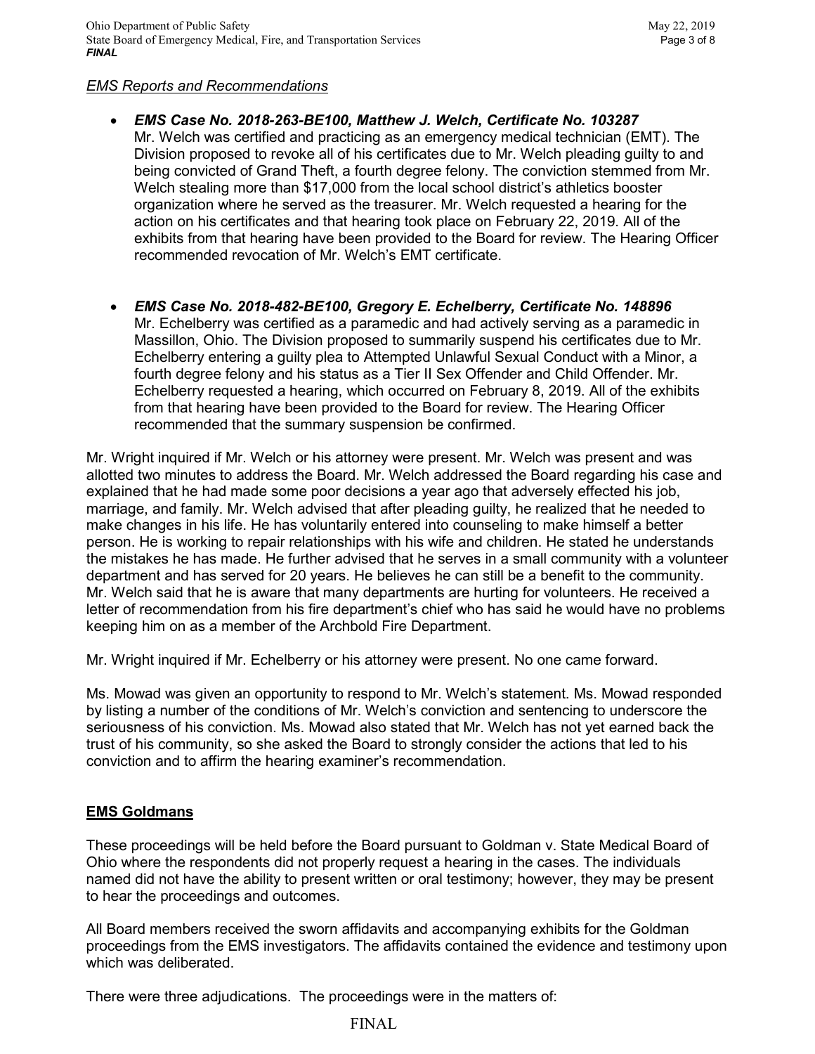*EMS Reports and Recommendations*

- ***EMS Case No. 2018-263-BE100, Matthew J. Welch, Certificate No. 103287***
  Mr. Welch was certified and practicing as an emergency medical technician (EMT). The Division proposed to revoke all of his certificates due to Mr. Welch pleading guilty to and being convicted of Grand Theft, a fourth degree felony. The conviction stemmed from Mr. Welch stealing more than $17,000 from the local school district's athletics booster organization where he served as the treasurer. Mr. Welch requested a hearing for the action on his certificates and that hearing took place on February 22, 2019. All of the exhibits from that hearing have been provided to the Board for review. The Hearing Officer recommended revocation of Mr. Welch's EMT certificate.

- ***EMS Case No. 2018-482-BE100, Gregory E. Echelberry, Certificate No. 148896***
  Mr. Echelberry was certified as a paramedic and had actively serving as a paramedic in Massillon, Ohio. The Division proposed to summarily suspend his certificates due to Mr. Echelberry entering a guilty plea to Attempted Unlawful Sexual Conduct with a Minor, a fourth degree felony and his status as a Tier II Sex Offender and Child Offender. Mr. Echelberry requested a hearing, which occurred on February 8, 2019. All of the exhibits from that hearing have been provided to the Board for review. The Hearing Officer recommended that the summary suspension be confirmed.

Mr. Wright inquired if Mr. Welch or his attorney were present. Mr. Welch was present and was allotted two minutes to address the Board. Mr. Welch addressed the Board regarding his case and explained that he had made some poor decisions a year ago that adversely effected his job, marriage, and family. Mr. Welch advised that after pleading guilty, he realized that he needed to make changes in his life. He has voluntarily entered into counseling to make himself a better person. He is working to repair relationships with his wife and children. He stated he understands the mistakes he has made. He further advised that he serves in a small community with a volunteer department and has served for 20 years. He believes he can still be a benefit to the community. Mr. Welch said that he is aware that many departments are hurting for volunteers. He received a letter of recommendation from his fire department's chief who has said he would have no problems keeping him on as a member of the Archbold Fire Department.

Mr. Wright inquired if Mr. Echelberry or his attorney were present. No one came forward.

Ms. Mowad was given an opportunity to respond to Mr. Welch's statement. Ms. Mowad responded by listing a number of the conditions of Mr. Welch's conviction and sentencing to underscore the seriousness of his conviction. Ms. Mowad also stated that Mr. Welch has not yet earned back the trust of his community, so she asked the Board to strongly consider the actions that led to his conviction and to affirm the hearing examiner's recommendation.

## **EMS Goldmans**

These proceedings will be held before the Board pursuant to Goldman v. State Medical Board of Ohio where the respondents did not properly request a hearing in the cases. The individuals named did not have the ability to present written or oral testimony; however, they may be present to hear the proceedings and outcomes.

All Board members received the sworn affidavits and accompanying exhibits for the Goldman proceedings from the EMS investigators. The affidavits contained the evidence and testimony upon which was deliberated.

There were three adjudications. The proceedings were in the matters of: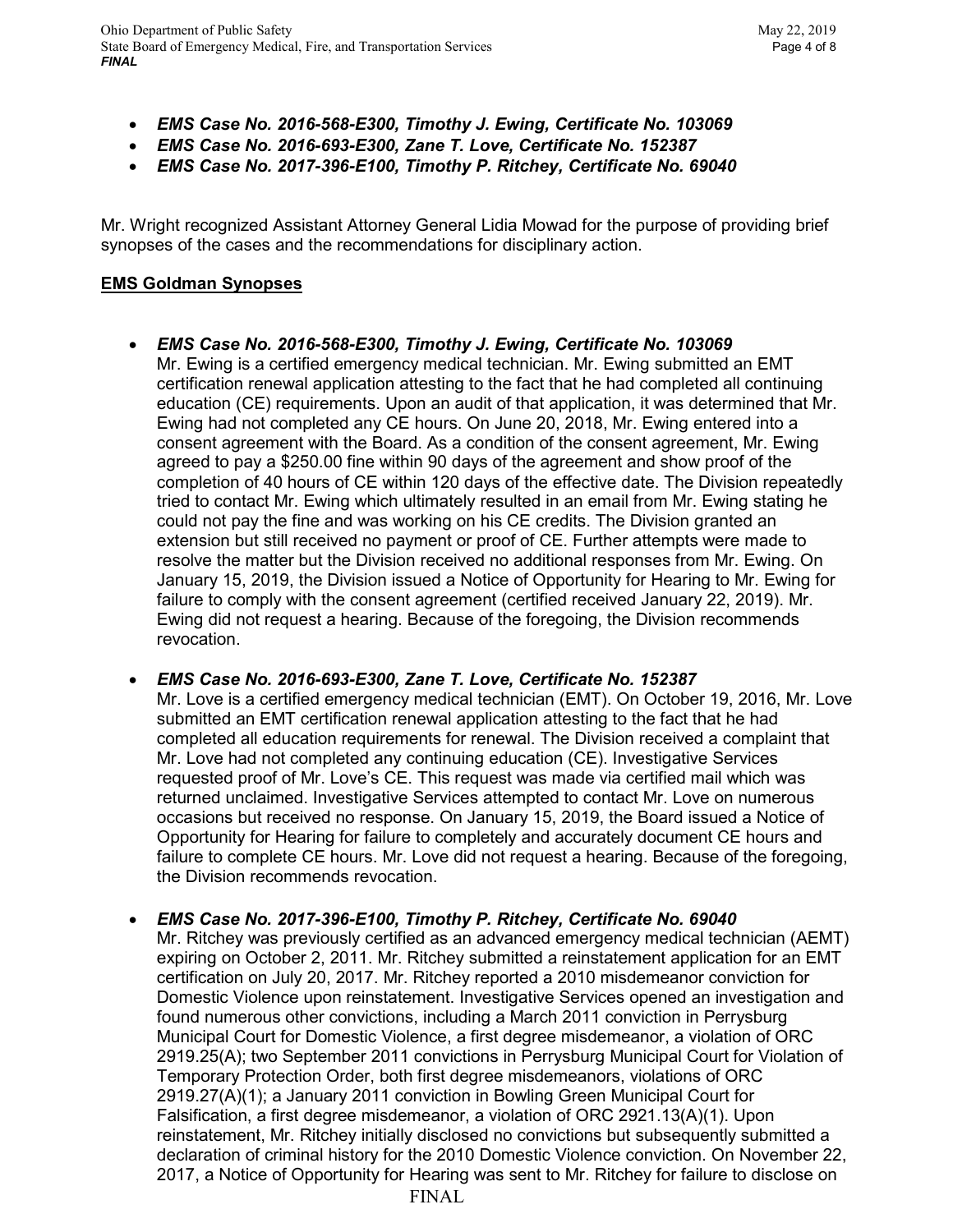- ***EMS Case No. 2016-568-E300, Timothy J. Ewing, Certificate No. 103069***
- ***EMS Case No. 2016-693-E300, Zane T. Love, Certificate No. 152387***
- ***EMS Case No. 2017-396-E100, Timothy P. Ritchey, Certificate No. 69040***

Mr. Wright recognized Assistant Attorney General Lidia Mowad for the purpose of providing brief synopses of the cases and the recommendations for disciplinary action.

**EMS Goldman Synopses**

- ***EMS Case No. 2016-568-E300, Timothy J. Ewing, Certificate No. 103069***
  Mr. Ewing is a certified emergency medical technician. Mr. Ewing submitted an EMT certification renewal application attesting to the fact that he had completed all continuing education (CE) requirements. Upon an audit of that application, it was determined that Mr. Ewing had not completed any CE hours. On June 20, 2018, Mr. Ewing entered into a consent agreement with the Board. As a condition of the consent agreement, Mr. Ewing agreed to pay a $250.00 fine within 90 days of the agreement and show proof of the completion of 40 hours of CE within 120 days of the effective date. The Division repeatedly tried to contact Mr. Ewing which ultimately resulted in an email from Mr. Ewing stating he could not pay the fine and was working on his CE credits. The Division granted an extension but still received no payment or proof of CE. Further attempts were made to resolve the matter but the Division received no additional responses from Mr. Ewing. On January 15, 2019, the Division issued a Notice of Opportunity for Hearing to Mr. Ewing for failure to comply with the consent agreement (certified received January 22, 2019). Mr. Ewing did not request a hearing. Because of the foregoing, the Division recommends revocation.

- ***EMS Case No. 2016-693-E300, Zane T. Love, Certificate No. 152387***
  Mr. Love is a certified emergency medical technician (EMT). On October 19, 2016, Mr. Love submitted an EMT certification renewal application attesting to the fact that he had completed all education requirements for renewal. The Division received a complaint that Mr. Love had not completed any continuing education (CE). Investigative Services requested proof of Mr. Love's CE. This request was made via certified mail which was returned unclaimed. Investigative Services attempted to contact Mr. Love on numerous occasions but received no response. On January 15, 2019, the Board issued a Notice of Opportunity for Hearing for failure to completely and accurately document CE hours and failure to complete CE hours. Mr. Love did not request a hearing. Because of the foregoing, the Division recommends revocation.

- ***EMS Case No. 2017-396-E100, Timothy P. Ritchey, Certificate No. 69040***
  Mr. Ritchey was previously certified as an advanced emergency medical technician (AEMT) expiring on October 2, 2011. Mr. Ritchey submitted a reinstatement application for an EMT certification on July 20, 2017. Mr. Ritchey reported a 2010 misdemeanor conviction for Domestic Violence upon reinstatement. Investigative Services opened an investigation and found numerous other convictions, including a March 2011 conviction in Perrysburg Municipal Court for Domestic Violence, a first degree misdemeanor, a violation of ORC 2919.25(A); two September 2011 convictions in Perrysburg Municipal Court for Violation of Temporary Protection Order, both first degree misdemeanors, violations of ORC 2919.27(A)(1); a January 2011 conviction in Bowling Green Municipal Court for Falsification, a first degree misdemeanor, a violation of ORC 2921.13(A)(1). Upon reinstatement, Mr. Ritchey initially disclosed no convictions but subsequently submitted a declaration of criminal history for the 2010 Domestic Violence conviction. On November 22, 2017, a Notice of Opportunity for Hearing was sent to Mr. Ritchey for failure to disclose on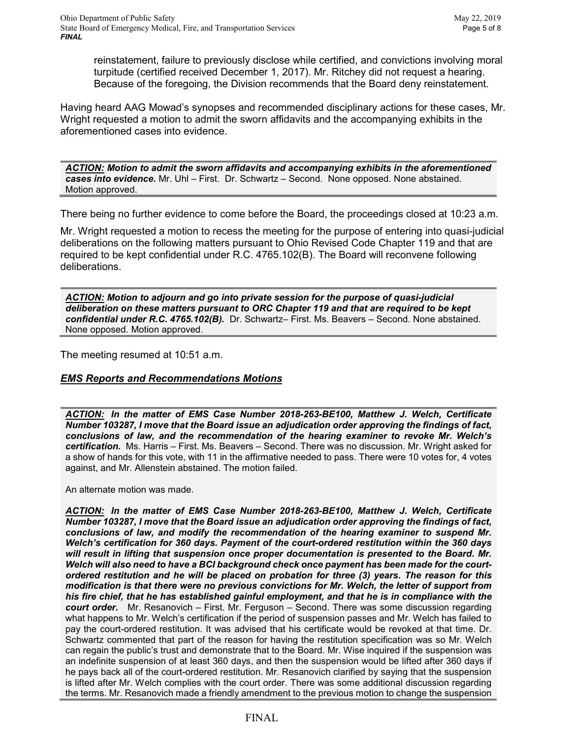reinstatement, failure to previously disclose while certified, and convictions involving moral turpitude (certified received December 1, 2017). Mr. Ritchey did not request a hearing. Because of the foregoing, the Division recommends that the Board deny reinstatement.

Having heard AAG Mowad's synopses and recommended disciplinary actions for these cases, Mr. Wright requested a motion to admit the sworn affidavits and the accompanying exhibits in the aforementioned cases into evidence.

***ACTION:*** ***Motion to admit the sworn affidavits and accompanying exhibits in the aforementioned cases into evidence.*** Mr. Uhl – First. Dr. Schwartz – Second. None opposed. None abstained. Motion approved.

There being no further evidence to come before the Board, the proceedings closed at 10:23 a.m.

Mr. Wright requested a motion to recess the meeting for the purpose of entering into quasi-judicial deliberations on the following matters pursuant to Ohio Revised Code Chapter 119 and that are required to be kept confidential under R.C. 4765.102(B). The Board will reconvene following deliberations.

***ACTION:*** ***Motion to adjourn and go into private session for the purpose of quasi-judicial deliberation on these matters pursuant to ORC Chapter 119 and that are required to be kept confidential under R.C. 4765.102(B).*** Dr. Schwartz– First. Ms. Beavers – Second. None abstained. None opposed. Motion approved.

The meeting resumed at 10:51 a.m.

***EMS Reports and Recommendations Motions***

***ACTION:*** ***In the matter of EMS Case Number 2018-263-BE100, Matthew J. Welch, Certificate Number 103287, I move that the Board issue an adjudication order approving the findings of fact, conclusions of law, and the recommendation of the hearing examiner to revoke Mr. Welch's certification.*** Ms. Harris – First. Ms. Beavers – Second. There was no discussion. Mr. Wright asked for a show of hands for this vote, with 11 in the affirmative needed to pass. There were 10 votes for, 4 votes against, and Mr. Allenstein abstained. The motion failed.

An alternate motion was made.

***ACTION:*** ***In the matter of EMS Case Number 2018-263-BE100, Matthew J. Welch, Certificate Number 103287, I move that the Board issue an adjudication order approving the findings of fact, conclusions of law, and modify the recommendation of the hearing examiner to suspend Mr. Welch's certification for 360 days. Payment of the court-ordered restitution within the 360 days will result in lifting that suspension once proper documentation is presented to the Board. Mr. Welch will also need to have a BCI background check once payment has been made for the court-ordered restitution and he will be placed on probation for three (3) years. The reason for this modification is that there were no previous convictions for Mr. Welch, the letter of support from his fire chief, that he has established gainful employment, and that he is in compliance with the court order.*** Mr. Resanovich – First. Mr. Ferguson – Second. There was some discussion regarding what happens to Mr. Welch's certification if the period of suspension passes and Mr. Welch has failed to pay the court-ordered restitution. It was advised that his certificate would be revoked at that time. Dr. Schwartz commented that part of the reason for having the restitution specification was so Mr. Welch can regain the public's trust and demonstrate that to the Board. Mr. Wise inquired if the suspension was an indefinite suspension of at least 360 days, and then the suspension would be lifted after 360 days if he pays back all of the court-ordered restitution. Mr. Resanovich clarified by saying that the suspension is lifted after Mr. Welch complies with the court order. There was some additional discussion regarding the terms. Mr. Resanovich made a friendly amendment to the previous motion to change the suspension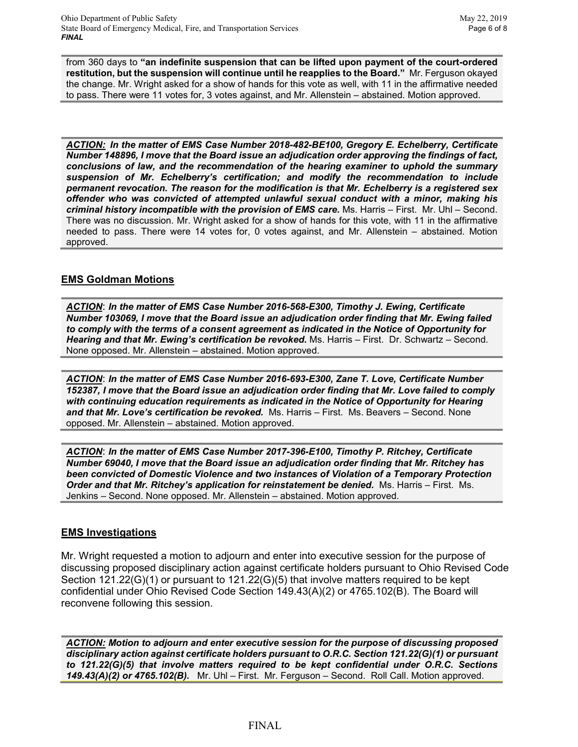from 360 days to **"an indefinite suspension that can be lifted upon payment of the court-ordered restitution, but the suspension will continue until he reapplies to the Board."** Mr. Ferguson okayed the change. Mr. Wright asked for a show of hands for this vote as well, with 11 in the affirmative needed to pass. There were 11 votes for, 3 votes against, and Mr. Allenstein – abstained. Motion approved.

***ACTION:*** ***In the matter of EMS Case Number 2018-482-BE100, Gregory E. Echelberry, Certificate Number 148896, I move that the Board issue an adjudication order approving the findings of fact, conclusions of law, and the recommendation of the hearing examiner to uphold the summary suspension of Mr. Echelberry's certification; and modify the recommendation to include permanent revocation. The reason for the modification is that Mr. Echelberry is a registered sex offender who was convicted of attempted unlawful sexual conduct with a minor, making his criminal history incompatible with the provision of EMS care.*** Ms. Harris – First. Mr. Uhl – Second. There was no discussion. Mr. Wright asked for a show of hands for this vote, with 11 in the affirmative needed to pass. There were 14 votes for, 0 votes against, and Mr. Allenstein – abstained. Motion approved.

## EMS Goldman Motions

***ACTION***: ***In the matter of EMS Case Number 2016-568-E300, Timothy J. Ewing, Certificate Number 103069, I move that the Board issue an adjudication order finding that Mr. Ewing failed to comply with the terms of a consent agreement as indicated in the Notice of Opportunity for Hearing and that Mr. Ewing's certification be revoked.*** Ms. Harris – First. Dr. Schwartz – Second. None opposed. Mr. Allenstein – abstained. Motion approved.

***ACTION***: ***In the matter of EMS Case Number 2016-693-E300, Zane T. Love, Certificate Number 152387, I move that the Board issue an adjudication order finding that Mr. Love failed to comply with continuing education requirements as indicated in the Notice of Opportunity for Hearing and that Mr. Love's certification be revoked.*** Ms. Harris – First. Ms. Beavers – Second. None opposed. Mr. Allenstein – abstained. Motion approved.

***ACTION***: ***In the matter of EMS Case Number 2017-396-E100, Timothy P. Ritchey, Certificate Number 69040, I move that the Board issue an adjudication order finding that Mr. Ritchey has been convicted of Domestic Violence and two instances of Violation of a Temporary Protection Order and that Mr. Ritchey's application for reinstatement be denied.*** Ms. Harris – First. Ms. Jenkins – Second. None opposed. Mr. Allenstein – abstained. Motion approved.

## EMS Investigations

Mr. Wright requested a motion to adjourn and enter into executive session for the purpose of discussing proposed disciplinary action against certificate holders pursuant to Ohio Revised Code Section 121.22(G)(1) or pursuant to 121.22(G)(5) that involve matters required to be kept confidential under Ohio Revised Code Section 149.43(A)(2) or 4765.102(B). The Board will reconvene following this session.

***ACTION:*** ***Motion to adjourn and enter executive session for the purpose of discussing proposed disciplinary action against certificate holders pursuant to O.R.C. Section 121.22(G)(1) or pursuant to 121.22(G)(5) that involve matters required to be kept confidential under O.R.C. Sections 149.43(A)(2) or 4765.102(B).*** Mr. Uhl – First. Mr. Ferguson – Second. Roll Call. Motion approved.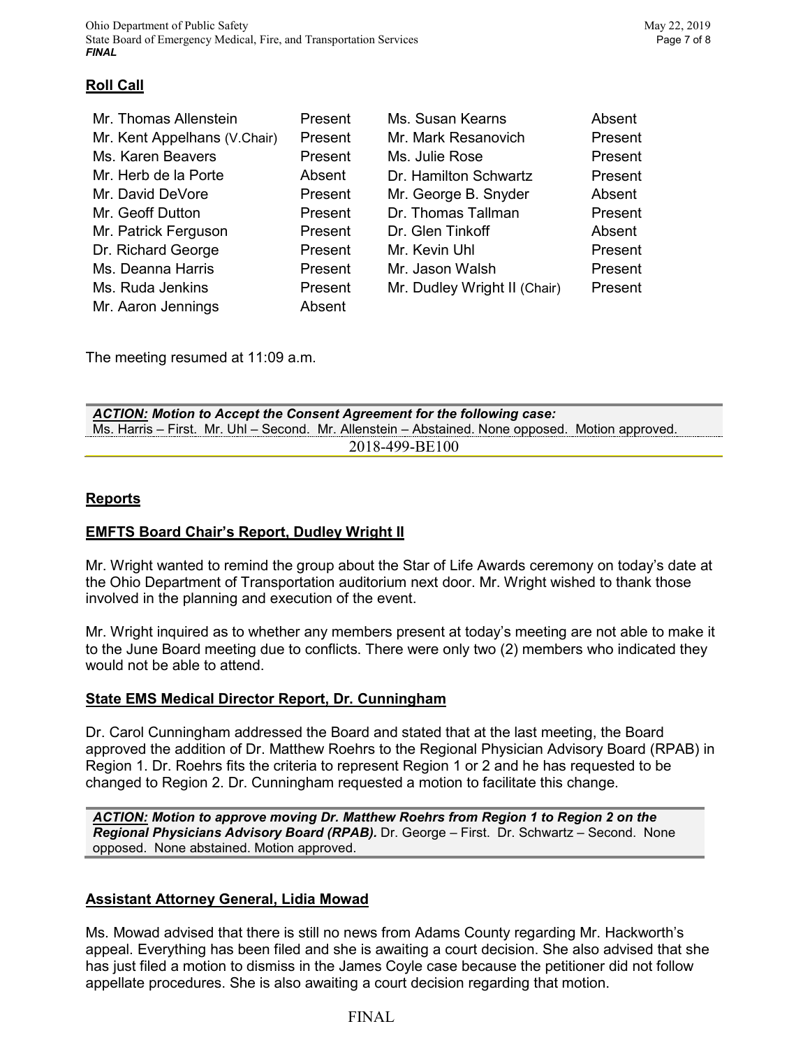**Roll Call**

| | | | |
|---|---|---|---|
| Mr. Thomas Allenstein | Present | Ms. Susan Kearns | Absent |
| Mr. Kent Appelhans (V.Chair) | Present | Mr. Mark Resanovich | Present |
| Ms. Karen Beavers | Present | Ms. Julie Rose | Present |
| Mr. Herb de la Porte | Absent | Dr. Hamilton Schwartz | Present |
| Mr. David DeVore | Present | Mr. George B. Snyder | Absent |
| Mr. Geoff Dutton | Present | Dr. Thomas Tallman | Present |
| Mr. Patrick Ferguson | Present | Dr. Glen Tinkoff | Absent |
| Dr. Richard George | Present | Mr. Kevin Uhl | Present |
| Ms. Deanna Harris | Present | Mr. Jason Walsh | Present |
| Ms. Ruda Jenkins | Present | Mr. Dudley Wright II (Chair) | Present |
| Mr. Aaron Jennings | Absent | | |

The meeting resumed at 11:09 a.m.

***ACTION:* *Motion to Accept the Consent Agreement for the following case:***
Ms. Harris – First. Mr. Uhl – Second. Mr. Allenstein – Abstained. None opposed. Motion approved.

2018-499-BE100

**Reports**

**EMFTS Board Chair's Report, Dudley Wright II**

Mr. Wright wanted to remind the group about the Star of Life Awards ceremony on today's date at the Ohio Department of Transportation auditorium next door. Mr. Wright wished to thank those involved in the planning and execution of the event.

Mr. Wright inquired as to whether any members present at today's meeting are not able to make it to the June Board meeting due to conflicts. There were only two (2) members who indicated they would not be able to attend.

**State EMS Medical Director Report, Dr. Cunningham**

Dr. Carol Cunningham addressed the Board and stated that at the last meeting, the Board approved the addition of Dr. Matthew Roehrs to the Regional Physician Advisory Board (RPAB) in Region 1. Dr. Roehrs fits the criteria to represent Region 1 or 2 and he has requested to be changed to Region 2. Dr. Cunningham requested a motion to facilitate this change.

***ACTION:* *Motion to approve moving Dr. Matthew Roehrs from Region 1 to Region 2 on the Regional Physicians Advisory Board (RPAB).*** Dr. George – First. Dr. Schwartz – Second. None opposed. None abstained. Motion approved.

**Assistant Attorney General, Lidia Mowad**

Ms. Mowad advised that there is still no news from Adams County regarding Mr. Hackworth's appeal. Everything has been filed and she is awaiting a court decision. She also advised that she has just filed a motion to dismiss in the James Coyle case because the petitioner did not follow appellate procedures. She is also awaiting a court decision regarding that motion.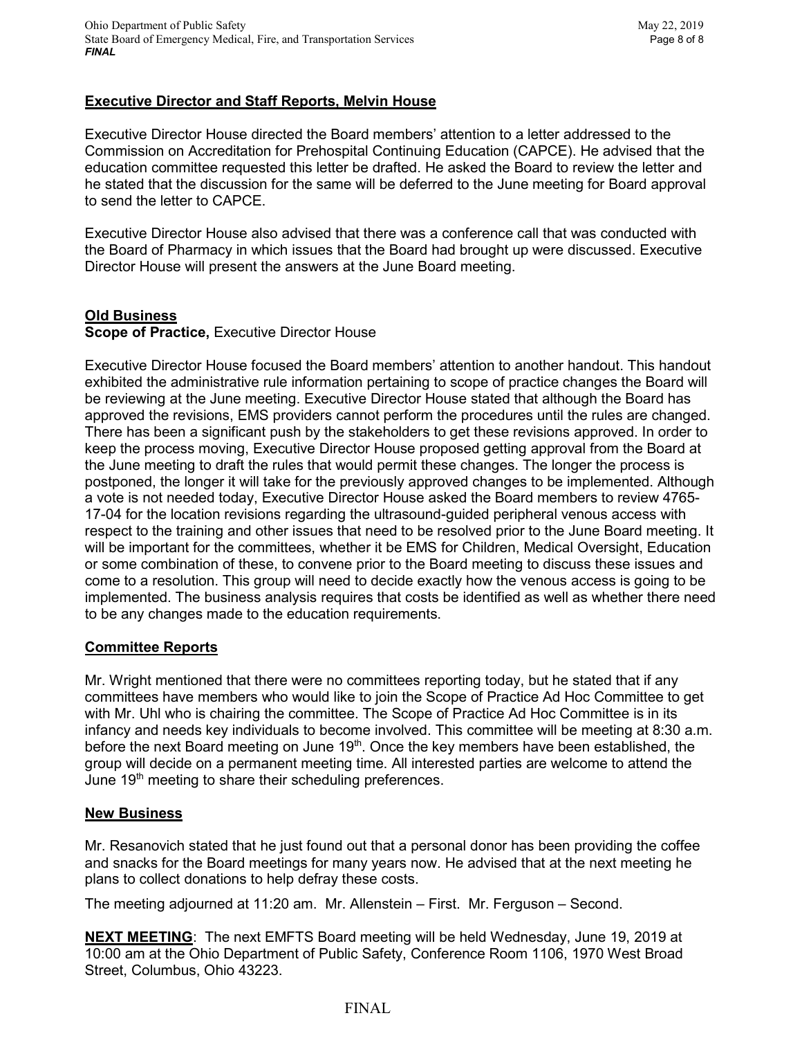**Executive Director and Staff Reports, Melvin House**

Executive Director House directed the Board members' attention to a letter addressed to the Commission on Accreditation for Prehospital Continuing Education (CAPCE). He advised that the education committee requested this letter be drafted. He asked the Board to review the letter and he stated that the discussion for the same will be deferred to the June meeting for Board approval to send the letter to CAPCE.

Executive Director House also advised that there was a conference call that was conducted with the Board of Pharmacy in which issues that the Board had brought up were discussed. Executive Director House will present the answers at the June Board meeting.

**Old Business**

**Scope of Practice,** Executive Director House

Executive Director House focused the Board members' attention to another handout. This handout exhibited the administrative rule information pertaining to scope of practice changes the Board will be reviewing at the June meeting. Executive Director House stated that although the Board has approved the revisions, EMS providers cannot perform the procedures until the rules are changed. There has been a significant push by the stakeholders to get these revisions approved. In order to keep the process moving, Executive Director House proposed getting approval from the Board at the June meeting to draft the rules that would permit these changes. The longer the process is postponed, the longer it will take for the previously approved changes to be implemented. Although a vote is not needed today, Executive Director House asked the Board members to review 4765-17-04 for the location revisions regarding the ultrasound-guided peripheral venous access with respect to the training and other issues that need to be resolved prior to the June Board meeting. It will be important for the committees, whether it be EMS for Children, Medical Oversight, Education or some combination of these, to convene prior to the Board meeting to discuss these issues and come to a resolution. This group will need to decide exactly how the venous access is going to be implemented. The business analysis requires that costs be identified as well as whether there need to be any changes made to the education requirements.

**Committee Reports**

Mr. Wright mentioned that there were no committees reporting today, but he stated that if any committees have members who would like to join the Scope of Practice Ad Hoc Committee to get with Mr. Uhl who is chairing the committee. The Scope of Practice Ad Hoc Committee is in its infancy and needs key individuals to become involved. This committee will be meeting at 8:30 a.m. before the next Board meeting on June 19th. Once the key members have been established, the group will decide on a permanent meeting time. All interested parties are welcome to attend the June 19th meeting to share their scheduling preferences.

**New Business**

Mr. Resanovich stated that he just found out that a personal donor has been providing the coffee and snacks for the Board meetings for many years now. He advised that at the next meeting he plans to collect donations to help defray these costs.

The meeting adjourned at 11:20 am. Mr. Allenstein – First. Mr. Ferguson – Second.

**NEXT MEETING**: The next EMFTS Board meeting will be held Wednesday, June 19, 2019 at 10:00 am at the Ohio Department of Public Safety, Conference Room 1106, 1970 West Broad Street, Columbus, Ohio 43223.